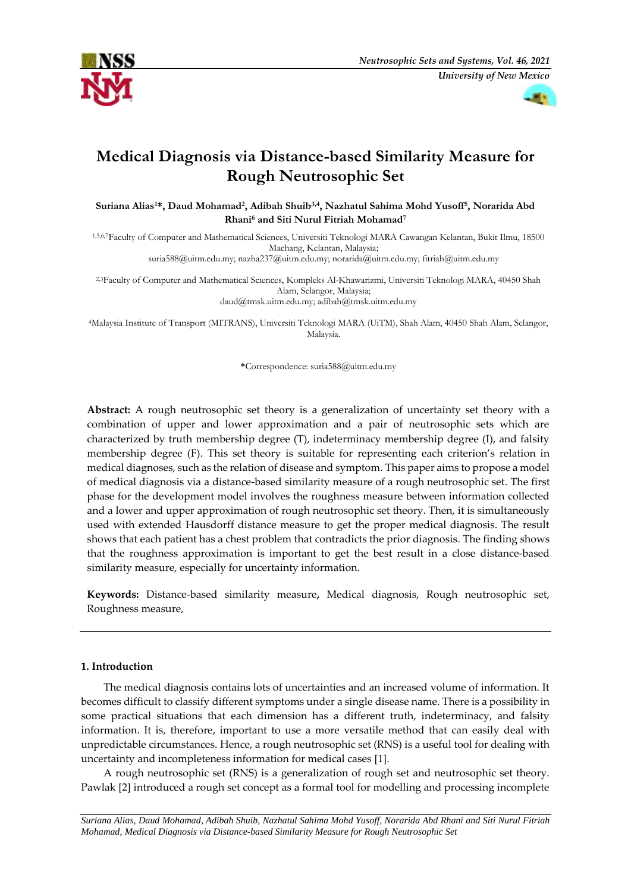# Medical Diagnosis via Distance-based Similarity Measure for Rough Neutrosophic Set

**Suriana Alias[1]*, Daud Mohamad[2], Adibah Shuib[3,4], Nazhatul Sahima Mohd Yusoff[5], Norarida Abd Rhani[6] and Siti Nurul Fitriah Mohamad[7]**

[1,5,6,7]Faculty of Computer and Mathematical Sciences, Universiti Teknologi MARA Cawangan Kelantan, Bukit Ilmu, 18500 Machang, Kelantan, Malaysia;
suria588@uitm.edu.my; nazha237@uitm.edu.my; norarida@uitm.edu.my; fitriah@uitm.edu.my

[2,3]Faculty of Computer and Mathematical Sciences, Kompleks Al-Khawarizmi, Universiti Teknologi MARA, 40450 Shah Alam, Selangor, Malaysia;
daud@tmsk.uitm.edu.my; adibah@tmsk.uitm.edu.my

[4]Malaysia Institute of Transport (MITRANS), Universiti Teknologi MARA (UiTM), Shah Alam, 40450 Shah Alam, Selangor, Malaysia.

*Correspondence: suria588@uitm.edu.my

**Abstract:** A rough neutrosophic set theory is a generalization of uncertainty set theory with a combination of upper and lower approximation and a pair of neutrosophic sets which are characterized by truth membership degree (T), indeterminacy membership degree (I), and falsity membership degree (F). This set theory is suitable for representing each criterion's relation in medical diagnoses, such as the relation of disease and symptom. This paper aims to propose a model of medical diagnosis via a distance-based similarity measure of a rough neutrosophic set. The first phase for the development model involves the roughness measure between information collected and a lower and upper approximation of rough neutrosophic set theory. Then, it is simultaneously used with extended Hausdorff distance measure to get the proper medical diagnosis. The result shows that each patient has a chest problem that contradicts the prior diagnosis. The finding shows that the roughness approximation is important to get the best result in a close distance-based similarity measure, especially for uncertainty information.

**Keywords:** Distance-based similarity measure**,** Medical diagnosis, Rough neutrosophic set, Roughness measure,

## 1. Introduction

The medical diagnosis contains lots of uncertainties and an increased volume of information. It becomes difficult to classify different symptoms under a single disease name. There is a possibility in some practical situations that each dimension has a different truth, indeterminacy, and falsity information. It is, therefore, important to use a more versatile method that can easily deal with unpredictable circumstances. Hence, a rough neutrosophic set (RNS) is a useful tool for dealing with uncertainty and incompleteness information for medical cases [1].

A rough neutrosophic set (RNS) is a generalization of rough set and neutrosophic set theory. Pawlak [2] introduced a rough set concept as a formal tool for modelling and processing incomplete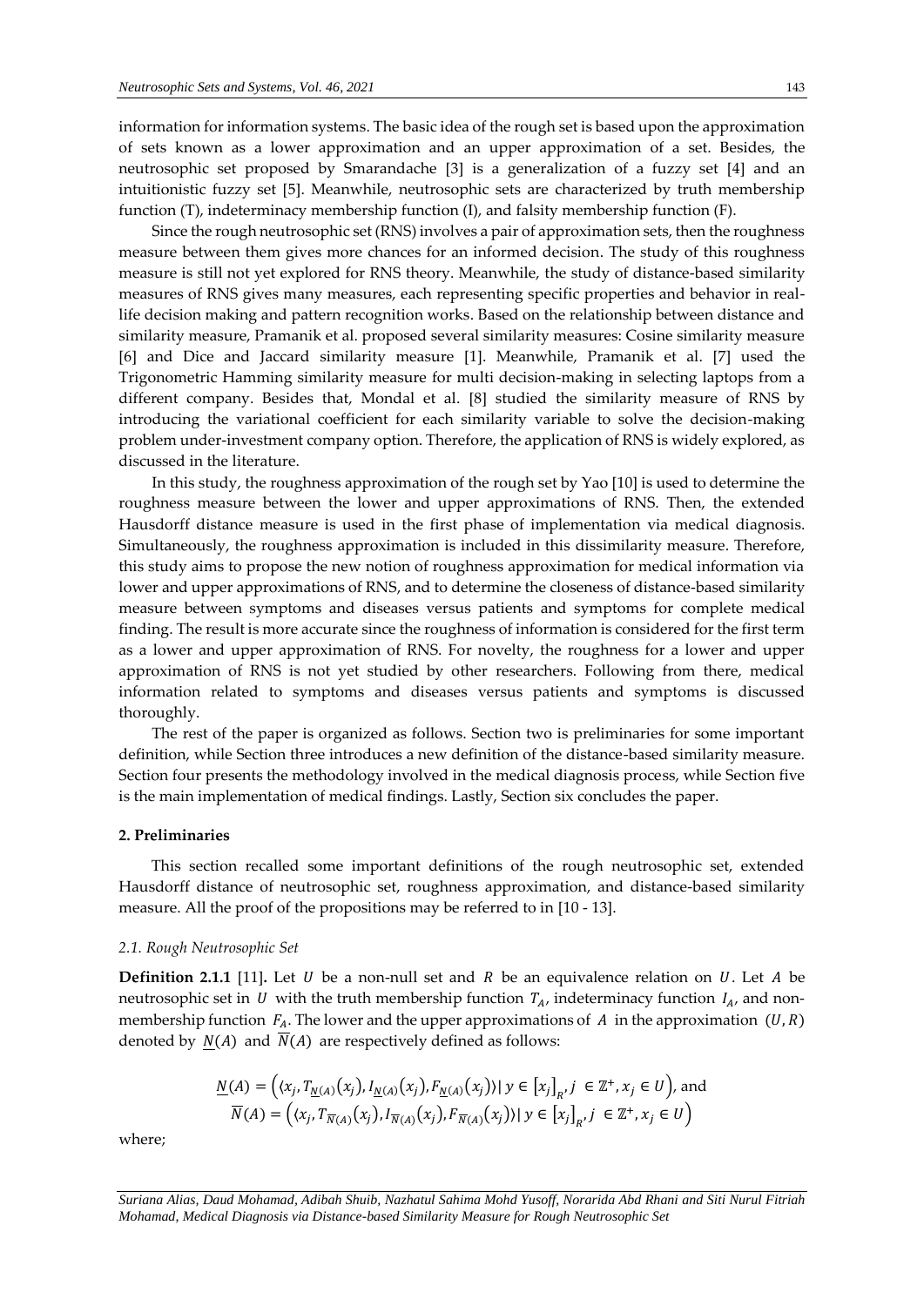information for information systems. The basic idea of the rough set is based upon the approximation of sets known as a lower approximation and an upper approximation of a set. Besides, the neutrosophic set proposed by Smarandache [3] is a generalization of a fuzzy set [4] and an intuitionistic fuzzy set [5]. Meanwhile, neutrosophic sets are characterized by truth membership function (T), indeterminacy membership function (I), and falsity membership function (F).

Since the rough neutrosophic set (RNS) involves a pair of approximation sets, then the roughness measure between them gives more chances for an informed decision. The study of this roughness measure is still not yet explored for RNS theory. Meanwhile, the study of distance-based similarity measures of RNS gives many measures, each representing specific properties and behavior in real-life decision making and pattern recognition works. Based on the relationship between distance and similarity measure, Pramanik et al. proposed several similarity measures: Cosine similarity measure [6] and Dice and Jaccard similarity measure [1]. Meanwhile, Pramanik et al. [7] used the Trigonometric Hamming similarity measure for multi decision-making in selecting laptops from a different company. Besides that, Mondal et al. [8] studied the similarity measure of RNS by introducing the variational coefficient for each similarity variable to solve the decision-making problem under-investment company option. Therefore, the application of RNS is widely explored, as discussed in the literature.

In this study, the roughness approximation of the rough set by Yao [10] is used to determine the roughness measure between the lower and upper approximations of RNS. Then, the extended Hausdorff distance measure is used in the first phase of implementation via medical diagnosis. Simultaneously, the roughness approximation is included in this dissimilarity measure. Therefore, this study aims to propose the new notion of roughness approximation for medical information via lower and upper approximations of RNS, and to determine the closeness of distance-based similarity measure between symptoms and diseases versus patients and symptoms for complete medical finding. The result is more accurate since the roughness of information is considered for the first term as a lower and upper approximation of RNS. For novelty, the roughness for a lower and upper approximation of RNS is not yet studied by other researchers. Following from there, medical information related to symptoms and diseases versus patients and symptoms is discussed thoroughly.

The rest of the paper is organized as follows. Section two is preliminaries for some important definition, while Section three introduces a new definition of the distance-based similarity measure. Section four presents the methodology involved in the medical diagnosis process, while Section five is the main implementation of medical findings. Lastly, Section six concludes the paper.

## 2. Preliminaries

This section recalled some important definitions of the rough neutrosophic set, extended Hausdorff distance of neutrosophic set, roughness approximation, and distance-based similarity measure. All the proof of the propositions may be referred to in [10 - 13].

### *2.1. Rough Neutrosophic Set*

**Definition 2.1.1** [11]**.** Let $U$ be a non-null set and $R$ be an equivalence relation on $U$. Let $A$ be neutrosophic set in $U$ with the truth membership function $T_A$, indeterminacy function $I_A$, and non-membership function $F_A$. The lower and the upper approximations of $A$ in the approximation $(U, R)$ denoted by $\underline{N}(A)$ and $\overline{N}(A)$ are respectively defined as follows:

$$\underline{N}(A) = \left( \langle x_j, T_{\underline{N}(A)}(x_j), I_{\underline{N}(A)}(x_j), F_{\underline{N}(A)}(x_j) \rangle \mid y \in [x_j]_R, j \in \mathbb{Z}^+, x_j \in U \right), \text{ and}$$
$$\overline{N}(A) = \left( \langle x_j, T_{\overline{N}(A)}(x_j), I_{\overline{N}(A)}(x_j), F_{\overline{N}(A)}(x_j) \rangle \mid y \in [x_j]_R, j \in \mathbb{Z}^+, x_j \in U \right)$$

where;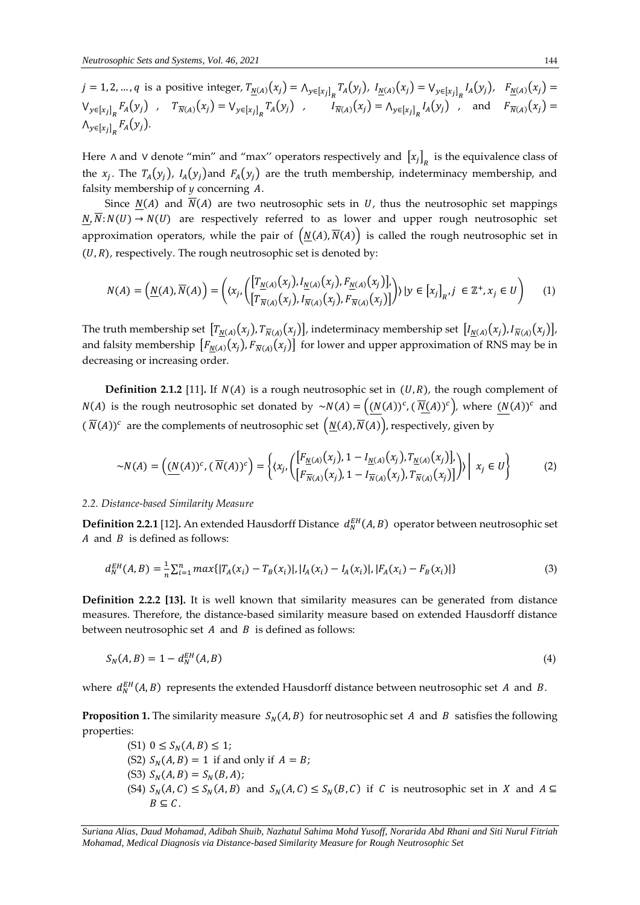$j = 1, 2, \ldots, q$ is a positive integer, $T_{\underline{N}(A)}(x_j) = \wedge_{y \in [x_j]_R} T_A(y_j)$, $I_{\underline{N}(A)}(x_j) = \vee_{y \in [x_j]_R} I_A(y_j)$, $F_{\underline{N}(A)}(x_j) = \vee_{y \in [x_j]_R} F_A(y_j)$, $T_{\overline{N}(A)}(x_j) = \vee_{y \in [x_j]_R} T_A(y_j)$, $I_{\overline{N}(A)}(x_j) = \wedge_{y \in [x_j]_R} I_A(y_j)$, and $F_{\overline{N}(A)}(x_j) = \wedge_{y \in [x_j]_R} F_A(y_j)$.

Here $\wedge$ and $\vee$ denote "min" and "max'' operators respectively and $[x_j]_R$ is the equivalence class of the $x_j$. The $T_A(y_j)$, $I_A(y_j)$ and $F_A(y_j)$ are the truth membership, indeterminacy membership, and falsity membership of $y$ concerning $A$.

Since $\underline{N}(A)$ and $\overline{N}(A)$ are two neutrosophic sets in $U$, thus the neutrosophic set mappings $\underline{N}, \overline{N}: N(U) \to N(U)$ are respectively referred to as lower and upper rough neutrosophic set approximation operators, while the pair of $\left(\underline{N}(A), \overline{N}(A)\right)$ is called the rough neutrosophic set in $(U, R)$, respectively. The rough neutrosophic set is denoted by:

$$N(A) = \left(\underline{N}(A), \overline{N}(A)\right) = \left(\langle x_j, \begin{pmatrix} [T_{\underline{N}(A)}(x_j), I_{\underline{N}(A)}(x_j), F_{\underline{N}(A)}(x_j)], \\ [T_{\overline{N}(A)}(x_j), I_{\overline{N}(A)}(x_j), F_{\overline{N}(A)}(x_j)] \end{pmatrix} \rangle \,|\, y \in [x_j]_R, j \in \mathbb{Z}^+, x_j \in U \right) \quad (1)$$

The truth membership set $[T_{\underline{N}(A)}(x_j), T_{\overline{N}(A)}(x_j)]$, indeterminacy membership set $[I_{\underline{N}(A)}(x_j), I_{\overline{N}(A)}(x_j)]$, and falsity membership $[F_{\underline{N}(A)}(x_j), F_{\overline{N}(A)}(x_j)]$ for lower and upper approximation of RNS may be in decreasing or increasing order.

**Definition 2.1.2** [11]**.** If $N(A)$ is a rough neutrosophic set in $(U, R)$, the rough complement of $N(A)$ is the rough neutrosophic set donated by $\sim N(A) = \left((\underline{N}(A))^c, (\overline{\underline{N}}(A))^c\right)$, where $(\underline{N}(A))^c$ and $(\overline{N}(A))^c$ are the complements of neutrosophic set $\left(\underline{N}(A), \overline{N}(A)\right)$, respectively, given by

$$\sim N(A) = \left((\underline{N}(A))^c, (\overline{N}(A))^c\right) = \left\{\langle x_j, \begin{pmatrix} [F_{\underline{N}(A)}(x_j), 1 - I_{\underline{N}(A)}(x_j), T_{\underline{N}(A)}(x_j)], \\ [F_{\overline{N}(A)}(x_j), 1 - I_{\overline{N}(A)}(x_j), T_{\overline{N}(A)}(x_j)] \end{pmatrix} \rangle \,\middle|\, x_j \in U \right\} \quad (2)$$

### *2.2. Distance-based Similarity Measure*

**Definition 2.2.1** [12]**.** An extended Hausdorff Distance $d_N^{EH}(A, B)$ operator between neutrosophic set $A$ and $B$ is defined as follows:

$$d_N^{EH}(A, B) = \frac{1}{n} \sum_{i=1}^{n} max\{|T_A(x_i) - T_B(x_i)|, |I_A(x_i) - I_A(x_i)|, |F_A(x_i) - F_B(x_i)|\} \quad (3)$$

**Definition 2.2.2 [13].** It is well known that similarity measures can be generated from distance measures. Therefore, the distance-based similarity measure based on extended Hausdorff distance between neutrosophic set $A$ and $B$ is defined as follows:

$$S_N(A, B) = 1 - d_N^{EH}(A, B) \quad (4)$$

where $d_N^{EH}(A, B)$ represents the extended Hausdorff distance between neutrosophic set $A$ and $B$.

**Proposition 1.** The similarity measure $S_N(A, B)$ for neutrosophic set $A$ and $B$ satisfies the following properties:

(S1) $0 \le S_N(A, B) \le 1$;
(S2) $S_N(A, B) = 1$ if and only if $A = B$;
(S3) $S_N(A, B) = S_N(B, A)$;
(S4) $S_N(A, C) \le S_N(A, B)$ and $S_N(A, C) \le S_N(B, C)$ if $C$ is neutrosophic set in $X$ and $A \subseteq B \subseteq C$.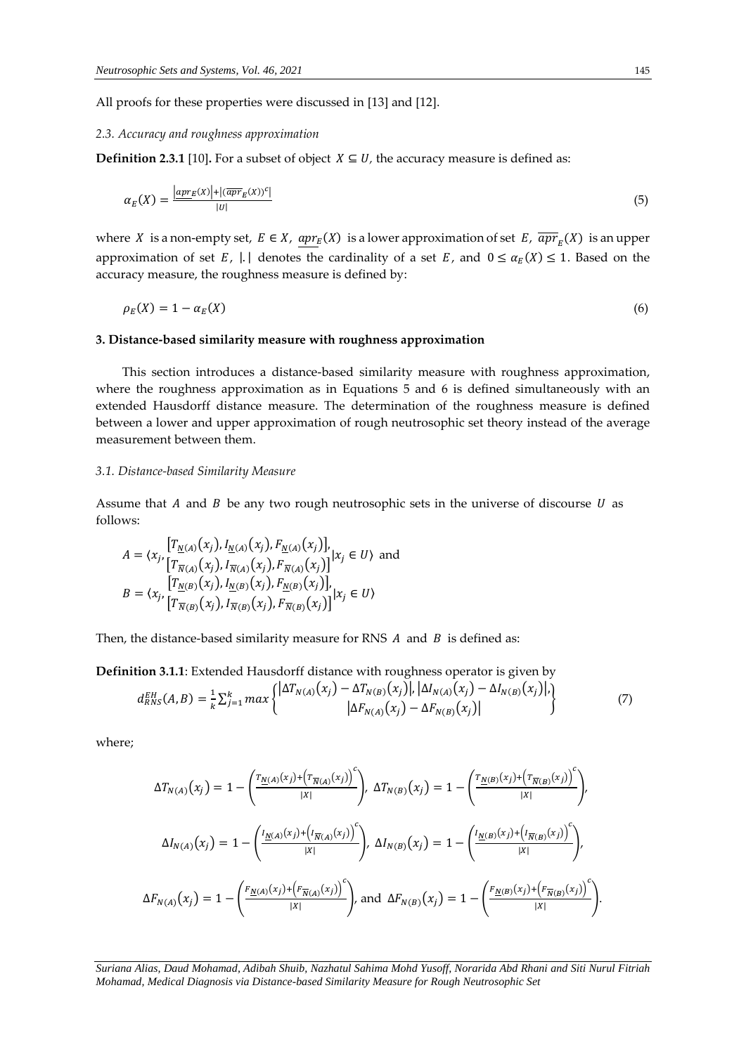All proofs for these properties were discussed in [13] and [12].

### *2.3. Accuracy and roughness approximation*

**Definition 2.3.1** [10]**.** For a subset of object $X \subseteq U$, the accuracy measure is defined as:

$$\alpha_E(X) = \frac{\left|\underline{apr}_E(X)\right| + \left|(\overline{apr}_E(X))^c\right|}{|U|} \tag{5}$$

where $X$ is a non-empty set, $E \in X$, $\underline{apr}_E(X)$ is a lower approximation of set $E$, $\overline{apr}_E(X)$ is an upper approximation of set $E$, $|.|$ denotes the cardinality of a set $E$, and $0 \leq \alpha_E(X) \leq 1$. Based on the accuracy measure, the roughness measure is defined by:

$$\rho_E(X) = 1 - \alpha_E(X) \tag{6}$$

## 3. Distance-based similarity measure with roughness approximation

This section introduces a distance-based similarity measure with roughness approximation, where the roughness approximation as in Equations 5 and 6 is defined simultaneously with an extended Hausdorff distance measure. The determination of the roughness measure is defined between a lower and upper approximation of rough neutrosophic set theory instead of the average measurement between them.

### *3.1. Distance-based Similarity Measure*

Assume that $A$ and $B$ be any two rough neutrosophic sets in the universe of discourse $U$ as follows:

$$A = \langle x_j, \begin{matrix} \left[T_{\underline{N}(A)}(x_j), I_{\underline{N}(A)}(x_j), F_{\underline{N}(A)}(x_j)\right], \\ \left[T_{\overline{N}(A)}(x_j), I_{\overline{N}(A)}(x_j), F_{\overline{N}(A)}(x_j)\right] \end{matrix} | x_j \in U \rangle \text{ and}$$

$$B = \langle x_j, \begin{matrix} \left[T_{\underline{N}(B)}(x_j), I_{\underline{N}(B)}(x_j), F_{\underline{N}(B)}(x_j)\right], \\ \left[T_{\overline{N}(B)}(x_j), I_{\overline{N}(B)}(x_j), F_{\overline{N}(B)}(x_j)\right] \end{matrix} | x_j \in U \rangle$$

Then, the distance-based similarity measure for RNS $A$ and $B$ is defined as:

**Definition 3.1.1**: Extended Hausdorff distance with roughness operator is given by

$$d_{RNS}^{EH}(A,B) = \frac{1}{k}\sum_{j=1}^{k} max\left\{ \begin{matrix} \left|\Delta T_{N(A)}(x_j) - \Delta T_{N(B)}(x_j)\right|, \left|\Delta I_{N(A)}(x_j) - \Delta I_{N(B)}(x_j)\right|, \\ \left|\Delta F_{N(A)}(x_j) - \Delta F_{N(B)}(x_j)\right| \end{matrix} \right\} \tag{7}$$

where;

$$\Delta T_{N(A)}(x_j) = 1 - \left(\frac{T_{\underline{N}(A)}(x_j) + \left(T_{\overline{N}(A)}(x_j)\right)^c}{|X|}\right),\ \Delta T_{N(B)}(x_j) = 1 - \left(\frac{T_{\underline{N}(B)}(x_j) + \left(T_{\overline{N}(B)}(x_j)\right)^c}{|X|}\right),$$

$$\Delta I_{N(A)}(x_j) = 1 - \left(\frac{I_{\underline{N}(A)}(x_j) + \left(I_{\overline{N}(A)}(x_j)\right)^c}{|X|}\right),\ \Delta I_{N(B)}(x_j) = 1 - \left(\frac{I_{\underline{N}(B)}(x_j) + \left(I_{\overline{N}(B)}(x_j)\right)^c}{|X|}\right),$$

$$\Delta F_{N(A)}(x_j) = 1 - \left(\frac{F_{\underline{N}(A)}(x_j) + \left(F_{\overline{N}(A)}(x_j)\right)^c}{|X|}\right), \text{ and } \Delta F_{N(B)}(x_j) = 1 - \left(\frac{F_{\underline{N}(B)}(x_j) + \left(F_{\overline{N}(B)}(x_j)\right)^c}{|X|}\right).$$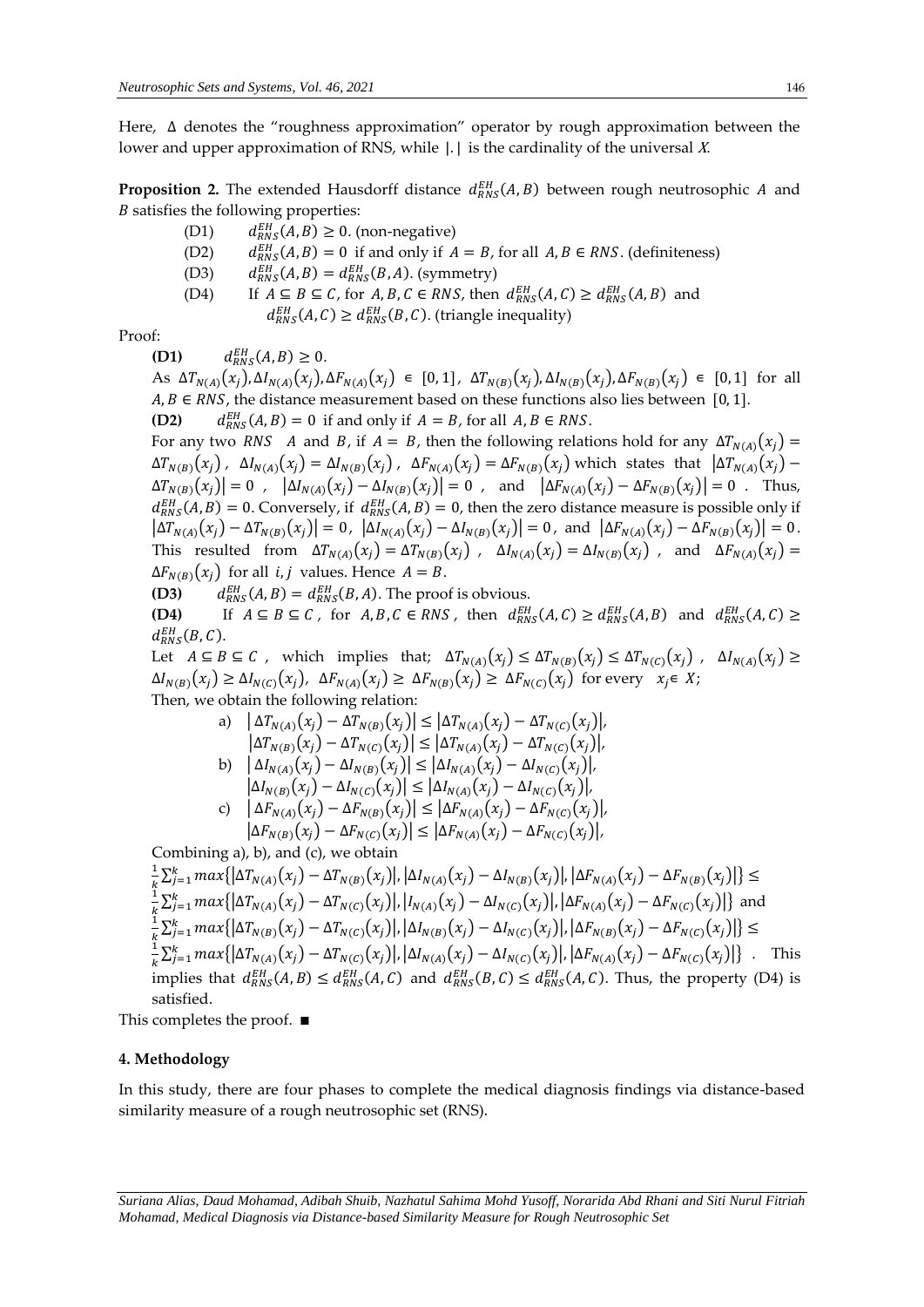Here, $\Delta$ denotes the "roughness approximation" operator by rough approximation between the lower and upper approximation of RNS, while $|.|$ is the cardinality of the universal $X$.

**Proposition 2.** The extended Hausdorff distance $d_{RNS}^{EH}(A,B)$ between rough neutrosophic $A$ and $B$ satisfies the following properties:

- (D1) $d_{RNS}^{EH}(A,B) \geq 0$. (non-negative)
- (D2) $d_{RNS}^{EH}(A,B) = 0$ if and only if $A = B$, for all $A, B \in RNS$. (definiteness)
- (D3) $d_{RNS}^{EH}(A,B) = d_{RNS}^{EH}(B,A)$. (symmetry)
- (D4) If $A \subseteq B \subseteq C$, for $A, B, C \in RNS$, then $d_{RNS}^{EH}(A,C) \geq d_{RNS}^{EH}(A,B)$ and $d_{RNS}^{EH}(A,C) \geq d_{RNS}^{EH}(B,C)$. (triangle inequality)

Proof:

**(D1)** $d_{RNS}^{EH}(A,B) \geq 0$.

As $\Delta T_{N(A)}(x_j), \Delta I_{N(A)}(x_j), \Delta F_{N(A)}(x_j) \in [0,1]$, $\Delta T_{N(B)}(x_j), \Delta I_{N(B)}(x_j), \Delta F_{N(B)}(x_j) \in [0,1]$ for all $A, B \in RNS$, the distance measurement based on these functions also lies between $[0,1]$.

**(D2)** $d_{RNS}^{EH}(A,B) = 0$ if and only if $A = B$, for all $A, B \in RNS$.

For any two $RNS$ $A$ and $B$, if $A = B$, then the following relations hold for any $\Delta T_{N(A)}(x_j) = \Delta T_{N(B)}(x_j)$, $\Delta I_{N(A)}(x_j) = \Delta I_{N(B)}(x_j)$, $\Delta F_{N(A)}(x_j) = \Delta F_{N(B)}(x_j)$ which states that $|\Delta T_{N(A)}(x_j) - \Delta T_{N(B)}(x_j)| = 0$, $|\Delta I_{N(A)}(x_j) - \Delta I_{N(B)}(x_j)| = 0$, and $|\Delta F_{N(A)}(x_j) - \Delta F_{N(B)}(x_j)| = 0$. Thus, $d_{RNS}^{EH}(A,B) = 0$. Conversely, if $d_{RNS}^{EH}(A,B) = 0$, then the zero distance measure is possible only if $|\Delta T_{N(A)}(x_j) - \Delta T_{N(B)}(x_j)| = 0$, $|\Delta I_{N(A)}(x_j) - \Delta I_{N(B)}(x_j)| = 0$, and $|\Delta F_{N(A)}(x_j) - \Delta F_{N(B)}(x_j)| = 0$. This resulted from $\Delta T_{N(A)}(x_j) = \Delta T_{N(B)}(x_j)$, $\Delta I_{N(A)}(x_j) = \Delta I_{N(B)}(x_j)$, and $\Delta F_{N(A)}(x_j) = \Delta F_{N(B)}(x_j)$ for all $i, j$ values. Hence $A = B$.

**(D3)** $d_{RNS}^{EH}(A,B) = d_{RNS}^{EH}(B,A)$. The proof is obvious.

**(D4)** If $A \subseteq B \subseteq C$, for $A, B, C \in RNS$, then $d_{RNS}^{EH}(A,C) \geq d_{RNS}^{EH}(A,B)$ and $d_{RNS}^{EH}(A,C) \geq d_{RNS}^{EH}(B,C)$.

Let $A \subseteq B \subseteq C$, which implies that; $\Delta T_{N(A)}(x_j) \leq \Delta T_{N(B)}(x_j) \leq \Delta T_{N(C)}(x_j)$, $\Delta I_{N(A)}(x_j) \geq \Delta I_{N(B)}(x_j) \geq \Delta I_{N(C)}(x_j)$, $\Delta F_{N(A)}(x_j) \geq \Delta F_{N(B)}(x_j) \geq \Delta F_{N(C)}(x_j)$ for every $x_j \in X$;

Then, we obtain the following relation:

a) $|\Delta T_{N(A)}(x_j) - \Delta T_{N(B)}(x_j)| \leq |\Delta T_{N(A)}(x_j) - \Delta T_{N(C)}(x_j)|$,
$|\Delta T_{N(B)}(x_j) - \Delta T_{N(C)}(x_j)| \leq |\Delta T_{N(A)}(x_j) - \Delta T_{N(C)}(x_j)|$,

b) $|\Delta I_{N(A)}(x_j) - \Delta I_{N(B)}(x_j)| \leq |\Delta I_{N(A)}(x_j) - \Delta I_{N(C)}(x_j)|$,
$|\Delta I_{N(B)}(x_j) - \Delta I_{N(C)}(x_j)| \leq |\Delta I_{N(A)}(x_j) - \Delta I_{N(C)}(x_j)|$,

c) $|\Delta F_{N(A)}(x_j) - \Delta F_{N(B)}(x_j)| \leq |\Delta F_{N(A)}(x_j) - \Delta F_{N(C)}(x_j)|$,
$|\Delta F_{N(B)}(x_j) - \Delta F_{N(C)}(x_j)| \leq |\Delta F_{N(A)}(x_j) - \Delta F_{N(C)}(x_j)|$,

Combining a), b), and (c), we obtain

$\frac{1}{k}\sum_{j=1}^{k} max\{|\Delta T_{N(A)}(x_j) - \Delta T_{N(B)}(x_j)|, |\Delta I_{N(A)}(x_j) - \Delta I_{N(B)}(x_j)|, |\Delta F_{N(A)}(x_j) - \Delta F_{N(B)}(x_j)|\} \leq$
$\frac{1}{k}\sum_{j=1}^{k} max\{|\Delta T_{N(A)}(x_j) - \Delta T_{N(C)}(x_j)|, |I_{N(A)}(x_j) - \Delta I_{N(C)}(x_j)|, |\Delta F_{N(A)}(x_j) - \Delta F_{N(C)}(x_j)|\}$ and
$\frac{1}{k}\sum_{j=1}^{k} max\{|\Delta T_{N(B)}(x_j) - \Delta T_{N(C)}(x_j)|, |\Delta I_{N(B)}(x_j) - \Delta I_{N(C)}(x_j)|, |\Delta F_{N(B)}(x_j) - \Delta F_{N(C)}(x_j)|\} \leq$
$\frac{1}{k}\sum_{j=1}^{k} max\{|\Delta T_{N(A)}(x_j) - \Delta T_{N(C)}(x_j)|, |\Delta I_{N(A)}(x_j) - \Delta I_{N(C)}(x_j)|, |\Delta F_{N(A)}(x_j) - \Delta F_{N(C)}(x_j)|\}$. This implies that $d_{RNS}^{EH}(A,B) \leq d_{RNS}^{EH}(A,C)$ and $d_{RNS}^{EH}(B,C) \leq d_{RNS}^{EH}(A,C)$. Thus, the property (D4) is satisfied.

This completes the proof. ∎

## 4. Methodology

In this study, there are four phases to complete the medical diagnosis findings via distance-based similarity measure of a rough neutrosophic set (RNS).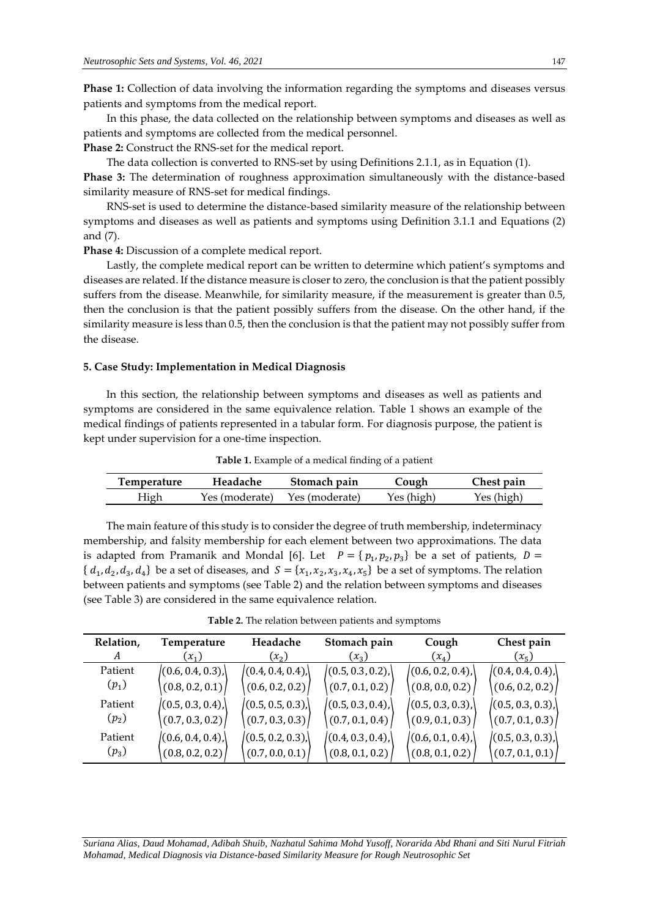**Phase 1:** Collection of data involving the information regarding the symptoms and diseases versus patients and symptoms from the medical report.

In this phase, the data collected on the relationship between symptoms and diseases as well as patients and symptoms are collected from the medical personnel.

**Phase 2:** Construct the RNS-set for the medical report.

The data collection is converted to RNS-set by using Definitions 2.1.1, as in Equation (1).

**Phase 3:** The determination of roughness approximation simultaneously with the distance-based similarity measure of RNS-set for medical findings.

RNS-set is used to determine the distance-based similarity measure of the relationship between symptoms and diseases as well as patients and symptoms using Definition 3.1.1 and Equations (2) and (7).

**Phase 4:** Discussion of a complete medical report.

Lastly, the complete medical report can be written to determine which patient's symptoms and diseases are related. If the distance measure is closer to zero, the conclusion is that the patient possibly suffers from the disease. Meanwhile, for similarity measure, if the measurement is greater than 0.5, then the conclusion is that the patient possibly suffers from the disease. On the other hand, if the similarity measure is less than 0.5, then the conclusion is that the patient may not possibly suffer from the disease.

## 5. Case Study: Implementation in Medical Diagnosis

In this section, the relationship between symptoms and diseases as well as patients and symptoms are considered in the same equivalence relation. Table 1 shows an example of the medical findings of patients represented in a tabular form. For diagnosis purpose, the patient is kept under supervision for a one-time inspection.

**Table 1.** Example of a medical finding of a patient

| Temperature | Headache | Stomach pain | Cough | Chest pain |
|---|---|---|---|---|
| High | Yes (moderate) | Yes (moderate) | Yes (high) | Yes (high) |

The main feature of this study is to consider the degree of truth membership, indeterminacy membership, and falsity membership for each element between two approximations. The data is adapted from Pramanik and Mondal [6]. Let $P = \{p_1, p_2, p_3\}$ be a set of patients, $D = \{d_1, d_2, d_3, d_4\}$ be a set of diseases, and $S = \{x_1, x_2, x_3, x_4, x_5\}$ be a set of symptoms. The relation between patients and symptoms (see Table 2) and the relation between symptoms and diseases (see Table 3) are considered in the same equivalence relation.

**Table 2.** The relation between patients and symptoms

| Relation, $A$ | Temperature ($x_1$) | Headache ($x_2$) | Stomach pain ($x_3$) | Cough ($x_4$) | Chest pain ($x_5$) |
|---|---|---|---|---|---|
| Patient ($p_1$) | $\langle(0.6, 0.4, 0.3), (0.8, 0.2, 0.1)\rangle$ | $\langle(0.4, 0.4, 0.4), (0.6, 0.2, 0.2)\rangle$ | $\langle(0.5, 0.3, 0.2), (0.7, 0.1, 0.2)\rangle$ | $\langle(0.6, 0.2, 0.4), (0.8, 0.0, 0.2)\rangle$ | $\langle(0.4, 0.4, 0.4), (0.6, 0.2, 0.2)\rangle$ |
| Patient ($p_2$) | $\langle(0.5, 0.3, 0.4), (0.7, 0.3, 0.2)\rangle$ | $\langle(0.5, 0.5, 0.3), (0.7, 0.3, 0.3)\rangle$ | $\langle(0.5, 0.3, 0.4), (0.7, 0.1, 0.4)\rangle$ | $\langle(0.5, 0.3, 0.3), (0.9, 0.1, 0.3)\rangle$ | $\langle(0.5, 0.3, 0.3), (0.7, 0.1, 0.3)\rangle$ |
| Patient ($p_3$) | $\langle(0.6, 0.4, 0.4), (0.8, 0.2, 0.2)\rangle$ | $\langle(0.5, 0.2, 0.3), (0.7, 0.0, 0.1)\rangle$ | $\langle(0.4, 0.3, 0.4), (0.8, 0.1, 0.2)\rangle$ | $\langle(0.6, 0.1, 0.4), (0.8, 0.1, 0.2)\rangle$ | $\langle(0.5, 0.3, 0.3), (0.7, 0.1, 0.1)\rangle$ |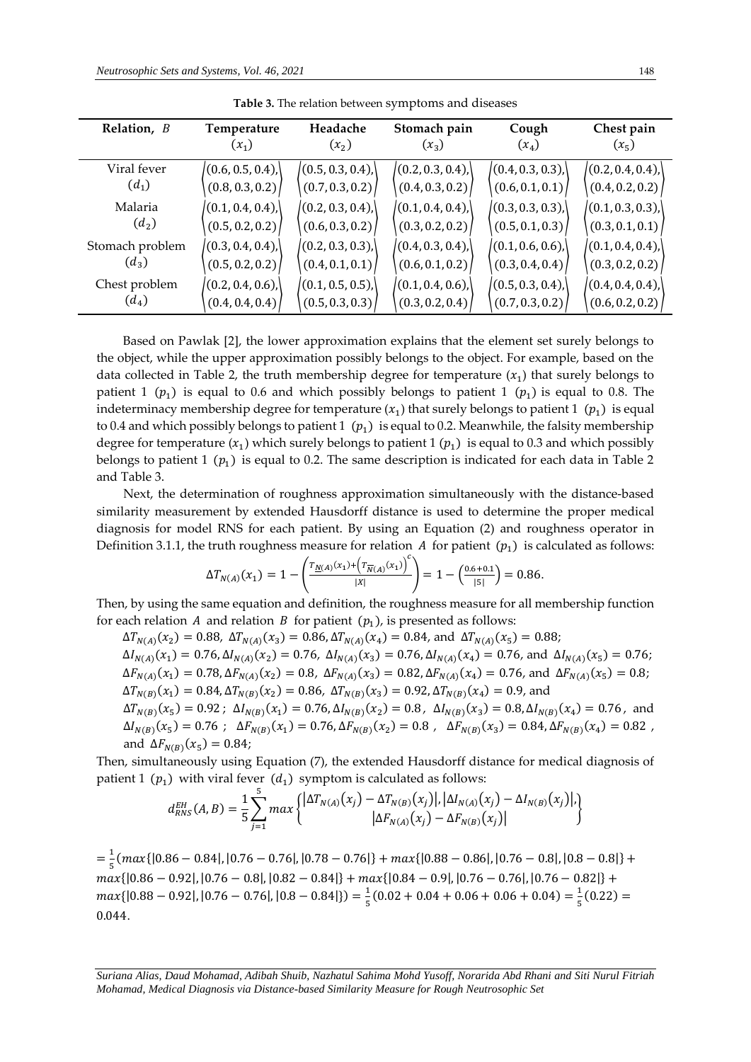**Table 3.** The relation between symptoms and diseases

| Relation, $B$ | Temperature $(x_1)$ | Headache $(x_2)$ | Stomach pain $(x_3)$ | Cough $(x_4)$ | Chest pain $(x_5)$ |
|---|---|---|---|---|---|
| Viral fever $(d_1)$ | $\left\langle \begin{matrix}(0.6, 0.5, 0.4),\\(0.8, 0.3, 0.2)\end{matrix} \right\rangle$ | $\left\langle \begin{matrix}(0.5, 0.3, 0.4),\\(0.7, 0.3, 0.2)\end{matrix} \right\rangle$ | $\left\langle \begin{matrix}(0.2, 0.3, 0.4),\\(0.4, 0.3, 0.2)\end{matrix} \right\rangle$ | $\left\langle \begin{matrix}(0.4, 0.3, 0.3),\\(0.6, 0.1, 0.1)\end{matrix} \right\rangle$ | $\left\langle \begin{matrix}(0.2, 0.4, 0.4),\\(0.4, 0.2, 0.2)\end{matrix} \right\rangle$ |
| Malaria $(d_2)$ | $\left\langle \begin{matrix}(0.1, 0.4, 0.4),\\(0.5, 0.2, 0.2)\end{matrix} \right\rangle$ | $\left\langle \begin{matrix}(0.2, 0.3, 0.4),\\(0.6, 0.3, 0.2)\end{matrix} \right\rangle$ | $\left\langle \begin{matrix}(0.1, 0.4, 0.4),\\(0.3, 0.2, 0.2)\end{matrix} \right\rangle$ | $\left\langle \begin{matrix}(0.3, 0.3, 0.3),\\(0.5, 0.1, 0.3)\end{matrix} \right\rangle$ | $\left\langle \begin{matrix}(0.1, 0.3, 0.3),\\(0.3, 0.1, 0.1)\end{matrix} \right\rangle$ |
| Stomach problem $(d_3)$ | $\left\langle \begin{matrix}(0.3, 0.4, 0.4),\\(0.5, 0.2, 0.2)\end{matrix} \right\rangle$ | $\left\langle \begin{matrix}(0.2, 0.3, 0.3),\\(0.4, 0.1, 0.1)\end{matrix} \right\rangle$ | $\left\langle \begin{matrix}(0.4, 0.3, 0.4),\\(0.6, 0.1, 0.2)\end{matrix} \right\rangle$ | $\left\langle \begin{matrix}(0.1, 0.6, 0.6),\\(0.3, 0.4, 0.4)\end{matrix} \right\rangle$ | $\left\langle \begin{matrix}(0.1, 0.4, 0.4),\\(0.3, 0.2, 0.2)\end{matrix} \right\rangle$ |
| Chest problem $(d_4)$ | $\left\langle \begin{matrix}(0.2, 0.4, 0.6),\\(0.4, 0.4, 0.4)\end{matrix} \right\rangle$ | $\left\langle \begin{matrix}(0.1, 0.5, 0.5),\\(0.5, 0.3, 0.3)\end{matrix} \right\rangle$ | $\left\langle \begin{matrix}(0.1, 0.4, 0.6),\\(0.3, 0.2, 0.4)\end{matrix} \right\rangle$ | $\left\langle \begin{matrix}(0.5, 0.3, 0.4),\\(0.7, 0.3, 0.2)\end{matrix} \right\rangle$ | $\left\langle \begin{matrix}(0.4, 0.4, 0.4),\\(0.6, 0.2, 0.2)\end{matrix} \right\rangle$ |

Based on Pawlak [2], the lower approximation explains that the element set surely belongs to the object, while the upper approximation possibly belongs to the object. For example, based on the data collected in Table 2, the truth membership degree for temperature $(x_1)$ that surely belongs to patient 1 $(p_1)$ is equal to 0.6 and which possibly belongs to patient 1 $(p_1)$ is equal to 0.8. The indeterminacy membership degree for temperature $(x_1)$ that surely belongs to patient 1 $(p_1)$ is equal to 0.4 and which possibly belongs to patient 1 $(p_1)$ is equal to 0.2. Meanwhile, the falsity membership degree for temperature $(x_1)$ which surely belongs to patient 1 $(p_1)$ is equal to 0.3 and which possibly belongs to patient 1 $(p_1)$ is equal to 0.2. The same description is indicated for each data in Table 2 and Table 3.

Next, the determination of roughness approximation simultaneously with the distance-based similarity measurement by extended Hausdorff distance is used to determine the proper medical diagnosis for model RNS for each patient. By using an Equation (2) and roughness operator in Definition 3.1.1, the truth roughness measure for relation $A$ for patient $(p_1)$ is calculated as follows:

$$\Delta T_{N(A)}(x_1) = 1 - \left( \frac{T_{\underline{N}(A)}(x_1) + \left( T_{\overline{N}(A)}(x_1) \right)^c}{|X|} \right) = 1 - \left( \frac{0.6 + 0.1}{|5|} \right) = 0.86.$$

Then, by using the same equation and definition, the roughness measure for all membership function for each relation $A$ and relation $B$ for patient $(p_1)$, is presented as follows:

$\Delta T_{N(A)}(x_2) = 0.88,\ \Delta T_{N(A)}(x_3) = 0.86, \Delta T_{N(A)}(x_4) = 0.84$, and $\Delta T_{N(A)}(x_5) = 0.88$;
$\Delta I_{N(A)}(x_1) = 0.76, \Delta I_{N(A)}(x_2) = 0.76,\ \Delta I_{N(A)}(x_3) = 0.76, \Delta I_{N(A)}(x_4) = 0.76$, and $\Delta I_{N(A)}(x_5) = 0.76$;
$\Delta F_{N(A)}(x_1) = 0.78, \Delta F_{N(A)}(x_2) = 0.8,\ \Delta F_{N(A)}(x_3) = 0.82, \Delta F_{N(A)}(x_4) = 0.76$, and $\Delta F_{N(A)}(x_5) = 0.8$;
$\Delta T_{N(B)}(x_1) = 0.84, \Delta T_{N(B)}(x_2) = 0.86,\ \Delta T_{N(B)}(x_3) = 0.92, \Delta T_{N(B)}(x_4) = 0.9$, and
$\Delta T_{N(B)}(x_5) = 0.92$ ; $\Delta I_{N(B)}(x_1) = 0.76, \Delta I_{N(B)}(x_2) = 0.8,\ \Delta I_{N(B)}(x_3) = 0.8, \Delta I_{N(B)}(x_4) = 0.76$, and $\Delta I_{N(B)}(x_5) = 0.76$ ; $\Delta F_{N(B)}(x_1) = 0.76, \Delta F_{N(B)}(x_2) = 0.8$ , $\Delta F_{N(B)}(x_3) = 0.84, \Delta F_{N(B)}(x_4) = 0.82$ , and $\Delta F_{N(B)}(x_5) = 0.84$;

Then, simultaneously using Equation (7), the extended Hausdorff distance for medical diagnosis of patient 1 $(p_1)$ with viral fever $(d_1)$ symptom is calculated as follows:

$$d_{RNS}^{EH}(A,B) = \frac{1}{5} \sum_{j=1}^{5} max \left\{ \begin{matrix} \left| \Delta T_{N(A)}(x_j) - \Delta T_{N(B)}(x_j) \right|, \left| \Delta I_{N(A)}(x_j) - \Delta I_{N(B)}(x_j) \right|, \\ \left| \Delta F_{N(A)}(x_j) - \Delta F_{N(B)}(x_j) \right| \end{matrix} \right\}$$

$= \frac{1}{5}(max\{|0.86 - 0.84|, |0.76 - 0.76|, |0.78 - 0.76|\} + max\{|0.88 - 0.86|, |0.76 - 0.8|, |0.8 - 0.8|\} + max\{|0.86 - 0.92|, |0.76 - 0.8|, |0.82 - 0.84|\} + max\{|0.84 - 0.9|, |0.76 - 0.76|, |0.76 - 0.82|\} + max\{|0.88 - 0.92|, |0.76 - 0.76|, |0.8 - 0.84|\}) = \frac{1}{5}(0.02 + 0.04 + 0.06 + 0.06 + 0.04) = \frac{1}{5}(0.22) = 0.044$.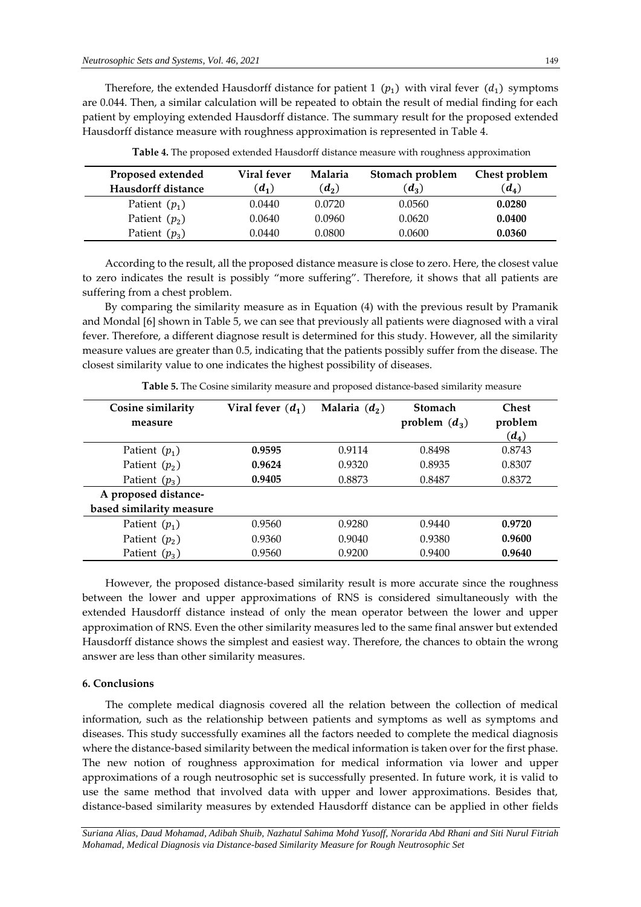Therefore, the extended Hausdorff distance for patient 1 $(p_1)$ with viral fever $(d_1)$ symptoms are 0.044. Then, a similar calculation will be repeated to obtain the result of medial finding for each patient by employing extended Hausdorff distance. The summary result for the proposed extended Hausdorff distance measure with roughness approximation is represented in Table 4.

**Table 4.** The proposed extended Hausdorff distance measure with roughness approximation

| Proposed extended Hausdorff distance | Viral fever $(d_1)$ | Malaria $(d_2)$ | Stomach problem $(d_3)$ | Chest problem $(d_4)$ |
|---|---|---|---|---|
| Patient $(p_1)$ | 0.0440 | 0.0720 | 0.0560 | **0.0280** |
| Patient $(p_2)$ | 0.0640 | 0.0960 | 0.0620 | **0.0400** |
| Patient $(p_3)$ | 0.0440 | 0.0800 | 0.0600 | **0.0360** |

According to the result, all the proposed distance measure is close to zero. Here, the closest value to zero indicates the result is possibly "more suffering". Therefore, it shows that all patients are suffering from a chest problem.

By comparing the similarity measure as in Equation (4) with the previous result by Pramanik and Mondal [6] shown in Table 5, we can see that previously all patients were diagnosed with a viral fever. Therefore, a different diagnose result is determined for this study. However, all the similarity measure values are greater than 0.5, indicating that the patients possibly suffer from the disease. The closest similarity value to one indicates the highest possibility of diseases.

**Table 5.** The Cosine similarity measure and proposed distance-based similarity measure

| Cosine similarity measure | Viral fever $(d_1)$ | Malaria $(d_2)$ | Stomach problem $(d_3)$ | Chest problem $(d_4)$ |
|---|---|---|---|---|
| Patient $(p_1)$ | **0.9595** | 0.9114 | 0.8498 | 0.8743 |
| Patient $(p_2)$ | **0.9624** | 0.9320 | 0.8935 | 0.8307 |
| Patient $(p_3)$ | **0.9405** | 0.8873 | 0.8487 | 0.8372 |
| **A proposed distance-based similarity measure** | | | | |
| Patient $(p_1)$ | 0.9560 | 0.9280 | 0.9440 | **0.9720** |
| Patient $(p_2)$ | 0.9360 | 0.9040 | 0.9380 | **0.9600** |
| Patient $(p_3)$ | 0.9560 | 0.9200 | 0.9400 | **0.9640** |

However, the proposed distance-based similarity result is more accurate since the roughness between the lower and upper approximations of RNS is considered simultaneously with the extended Hausdorff distance instead of only the mean operator between the lower and upper approximation of RNS. Even the other similarity measures led to the same final answer but extended Hausdorff distance shows the simplest and easiest way. Therefore, the chances to obtain the wrong answer are less than other similarity measures.

## 6. Conclusions

The complete medical diagnosis covered all the relation between the collection of medical information, such as the relationship between patients and symptoms as well as symptoms and diseases. This study successfully examines all the factors needed to complete the medical diagnosis where the distance-based similarity between the medical information is taken over for the first phase. The new notion of roughness approximation for medical information via lower and upper approximations of a rough neutrosophic set is successfully presented. In future work, it is valid to use the same method that involved data with upper and lower approximations. Besides that, distance-based similarity measures by extended Hausdorff distance can be applied in other fields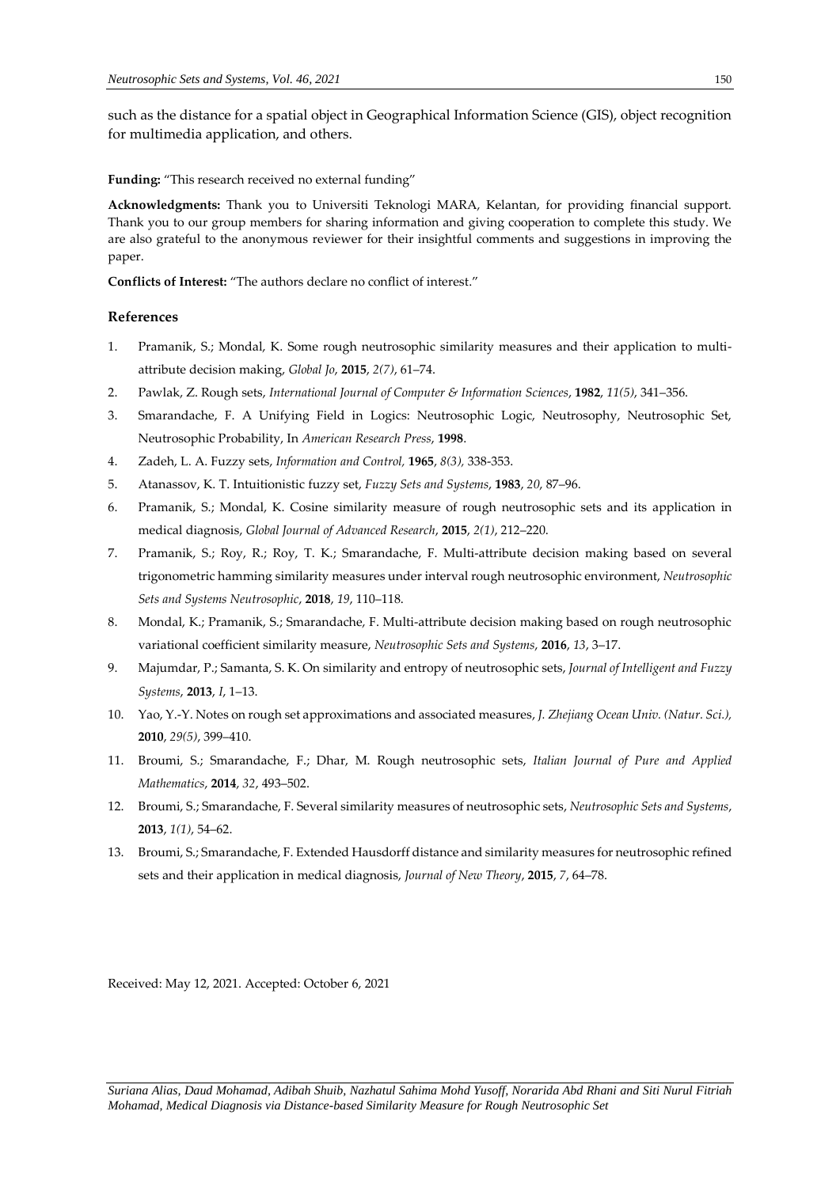such as the distance for a spatial object in Geographical Information Science (GIS), object recognition for multimedia application, and others.

**Funding:** "This research received no external funding"

**Acknowledgments:** Thank you to Universiti Teknologi MARA, Kelantan, for providing financial support. Thank you to our group members for sharing information and giving cooperation to complete this study. We are also grateful to the anonymous reviewer for their insightful comments and suggestions in improving the paper.

**Conflicts of Interest:** "The authors declare no conflict of interest."

## References

1. Pramanik, S.; Mondal, K. Some rough neutrosophic similarity measures and their application to multi-attribute decision making, *Global Jo*, **2015**, *2(7)*, 61–74.
2. Pawlak, Z. Rough sets, *International Journal of Computer & Information Sciences*, **1982**, *11(5)*, 341–356.
3. Smarandache, F. A Unifying Field in Logics: Neutrosophic Logic, Neutrosophy, Neutrosophic Set, Neutrosophic Probability, In *American Research Press*, **1998**.
4. Zadeh, L. A. Fuzzy sets, *Information and Control,* **1965**, *8(3),* 338-353.
5. Atanassov, K. T. Intuitionistic fuzzy set, *Fuzzy Sets and Systems*, **1983**, *20*, 87–96.
6. Pramanik, S.; Mondal, K. Cosine similarity measure of rough neutrosophic sets and its application in medical diagnosis, *Global Journal of Advanced Research*, **2015**, *2(1)*, 212–220.
7. Pramanik, S.; Roy, R.; Roy, T. K.; Smarandache, F. Multi-attribute decision making based on several trigonometric hamming similarity measures under interval rough neutrosophic environment, *Neutrosophic Sets and Systems Neutrosophic*, **2018**, *19*, 110–118.
8. Mondal, K.; Pramanik, S.; Smarandache, F. Multi-attribute decision making based on rough neutrosophic variational coefficient similarity measure, *Neutrosophic Sets and Systems*, **2016**, *13*, 3–17.
9. Majumdar, P.; Samanta, S. K. On similarity and entropy of neutrosophic sets, *Journal of Intelligent and Fuzzy Systems*, **2013**, *I*, 1–13.
10. Yao, Y.-Y. Notes on rough set approximations and associated measures, *J. Zhejiang Ocean Univ. (Natur. Sci.),* **2010**, *29(5)*, 399–410.
11. Broumi, S.; Smarandache, F.; Dhar, M. Rough neutrosophic sets, *Italian Journal of Pure and Applied Mathematics*, **2014**, *32*, 493–502.
12. Broumi, S.; Smarandache, F. Several similarity measures of neutrosophic sets, *Neutrosophic Sets and Systems*, **2013**, *1(1)*, 54–62.
13. Broumi, S.; Smarandache, F. Extended Hausdorff distance and similarity measures for neutrosophic refined sets and their application in medical diagnosis, *Journal of New Theory*, **2015**, *7*, 64–78.

Received: May 12, 2021. Accepted: October 6, 2021